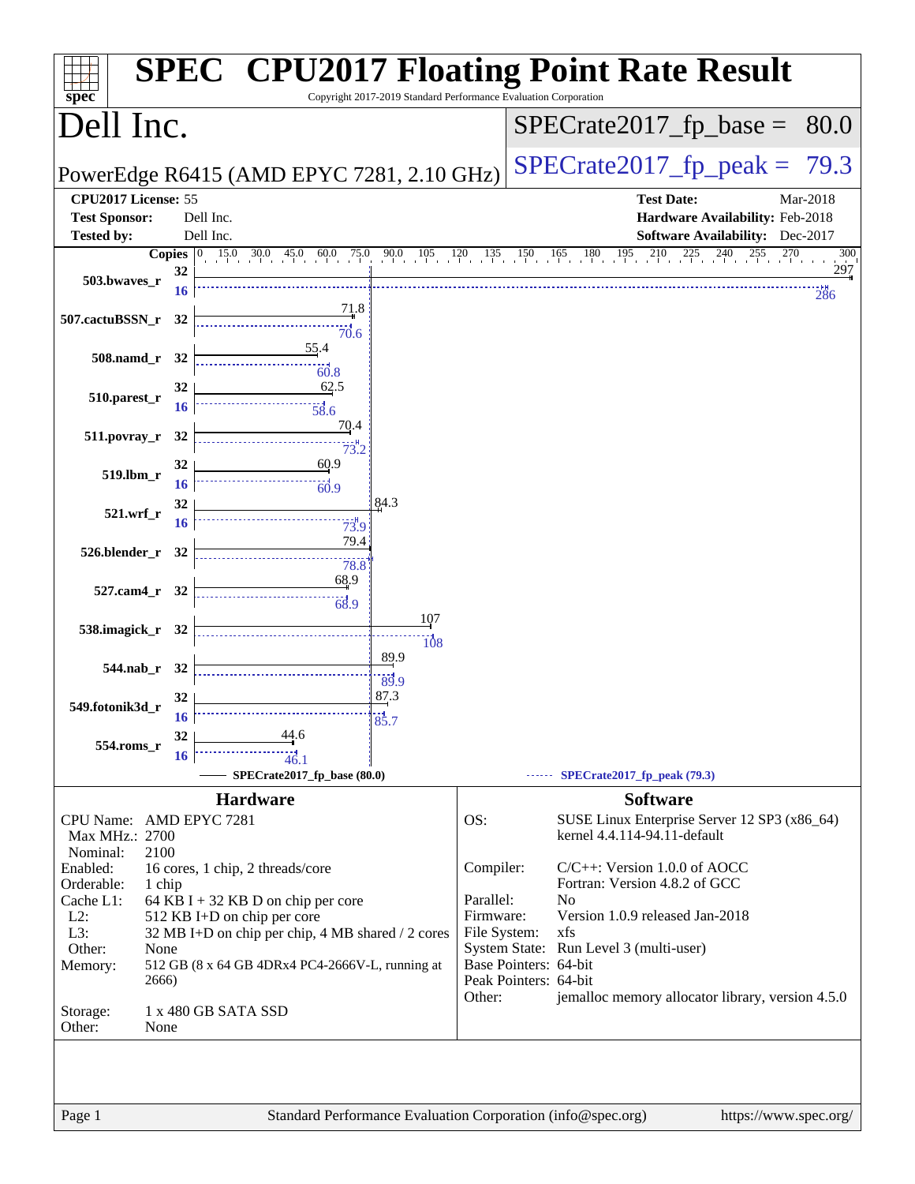# SPEC CPU2017 Floating Point Rate Result

Copyright 2017-2019 Standard Performance Evaluation Corporation

## Dell Inc.

PowerEdge R6415 (AMD EPYC 7281, 2.10 GHz)

SPECrate2017_fp_base = 80.0

SPECrate2017_fp_peak = 79.3

**CPU2017 License:** 55
**Test Sponsor:** Dell Inc.
**Tested by:** Dell Inc.

**Test Date:** Mar-2018
**Hardware Availability:** Feb-2018
**Software Availability:** Dec-2017

| Benchmark | Copies | Base | Peak Copies | Peak |
|---|---|---|---|---|
| 503.bwaves_r | 32 | 297 | 16 | 286 |
| 507.cactuBSSN_r | 32 | 71.8 | 32 | 70.6 |
| 508.namd_r | 32 | 55.4 | 32 | 60.8 |
| 510.parest_r | 32 | 62.5 | 16 | 58.6 |
| 511.povray_r | 32 | 70.4 | 32 | 73.2 |
| 519.lbm_r | 32 | 60.9 | 16 | 60.9 |
| 521.wrf_r | 32 | 84.3 | 16 | 73.9 |
| 526.blender_r | 32 | 79.4 | 32 | 78.8 |
| 527.cam4_r | 32 | 68.9 | 32 | 68.9 |
| 538.imagick_r | 32 | 107 | 32 | 108 |
| 544.nab_r | 32 | 89.9 | 32 | 89.9 |
| 549.fotonik3d_r | 32 | 87.3 | 16 | 85.7 |
| 554.roms_r | 32 | 44.6 | 16 | 46.1 |

SPECrate2017_fp_base (80.0) — SPECrate2017_fp_peak (79.3)

## Hardware

- **CPU Name:** AMD EPYC 7281
- **Max MHz.:** 2700
- **Nominal:** 2100
- **Enabled:** 16 cores, 1 chip, 2 threads/core
- **Orderable:** 1 chip
- **Cache L1:** 64 KB I + 32 KB D on chip per core
- **L2:** 512 KB I+D on chip per core
- **L3:** 32 MB I+D on chip per chip, 4 MB shared / 2 cores
- **Other:** None
- **Memory:** 512 GB (8 x 64 GB 4DRx4 PC4-2666V-L, running at 2666)
- **Storage:** 1 x 480 GB SATA SSD
- **Other:** None

## Software

- **OS:** SUSE Linux Enterprise Server 12 SP3 (x86_64) kernel 4.4.114-94.11-default
- **Compiler:** C/C++: Version 1.0.0 of AOCC; Fortran: Version 4.8.2 of GCC
- **Parallel:** No
- **Firmware:** Version 1.0.9 released Jan-2018
- **File System:** xfs
- **System State:** Run Level 3 (multi-user)
- **Base Pointers:** 64-bit
- **Peak Pointers:** 64-bit
- **Other:** jemalloc memory allocator library, version 4.5.0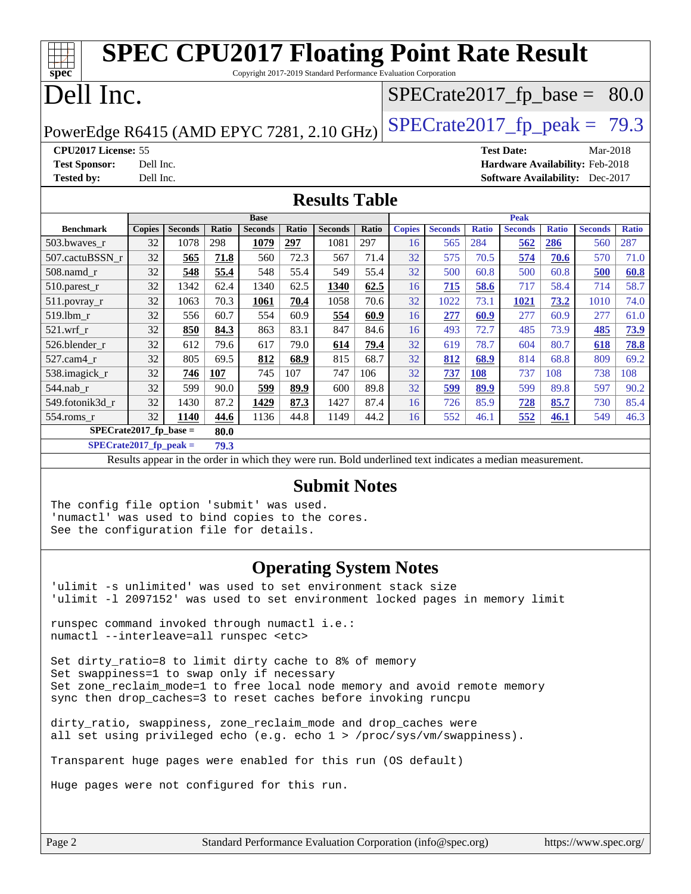# SPEC CPU2017 Floating Point Rate Result

Copyright 2017-2019 Standard Performance Evaluation Corporation

**Dell Inc.**

PowerEdge R6415 (AMD EPYC 7281, 2.10 GHz)

SPECrate2017_fp_base = 80.0

SPECrate2017_fp_peak = 79.3

**CPU2017 License:** 55
**Test Sponsor:** Dell Inc.
**Tested by:** Dell Inc.

**Test Date:** Mar-2018
**Hardware Availability:** Feb-2018
**Software Availability:** Dec-2017

## Results Table

| Benchmark | Base | | | | | | | Peak | | | | | | |
|---|---|---|---|---|---|---|---|---|---|---|---|---|---|---|
| | Copies | Seconds | Ratio | Seconds | Ratio | Seconds | Ratio | Copies | Seconds | Ratio | Seconds | Ratio | Seconds | Ratio |
| 503.bwaves_r | 32 | 1078 | 298 | **1079** | **297** | 1081 | 297 | 16 | 565 | 284 | **562** | **286** | 560 | 287 |
| 507.cactuBSSN_r | 32 | **565** | **71.8** | 560 | 72.3 | 567 | 71.4 | 32 | 575 | 70.5 | **574** | **70.6** | 570 | 71.0 |
| 508.namd_r | 32 | **548** | **55.4** | 548 | 55.4 | 549 | 55.4 | 32 | 500 | 60.8 | 500 | 60.8 | **500** | **60.8** |
| 510.parest_r | 32 | 1342 | 62.4 | 1340 | 62.5 | **1340** | **62.5** | 16 | **715** | **58.6** | 717 | 58.4 | 714 | 58.7 |
| 511.povray_r | 32 | 1063 | 70.3 | **1061** | **70.4** | 1058 | 70.6 | 32 | 1022 | 73.1 | **1021** | **73.2** | 1010 | 74.0 |
| 519.lbm_r | 32 | 556 | 60.7 | 554 | 60.9 | **554** | **60.9** | 16 | **277** | **60.9** | 277 | 60.9 | 277 | 61.0 |
| 521.wrf_r | 32 | **850** | **84.3** | 863 | 83.1 | 847 | 84.6 | 16 | 493 | 72.7 | 485 | 73.9 | **485** | **73.9** |
| 526.blender_r | 32 | 612 | 79.6 | 617 | 79.0 | **614** | **79.4** | 32 | 619 | 78.7 | 604 | 80.7 | **618** | **78.8** |
| 527.cam4_r | 32 | 805 | 69.5 | **812** | **68.9** | 815 | 68.7 | 32 | **812** | **68.9** | 814 | 68.8 | 809 | 69.2 |
| 538.imagick_r | 32 | **746** | **107** | 745 | 107 | 747 | 106 | 32 | **737** | **108** | 737 | 108 | 738 | 108 |
| 544.nab_r | 32 | 599 | 90.0 | **599** | **89.9** | 600 | 89.8 | 32 | **599** | **89.9** | 599 | 89.8 | 597 | 90.2 |
| 549.fotonik3d_r | 32 | 1430 | 87.2 | **1429** | **87.3** | 1427 | 87.4 | 16 | 726 | 85.9 | **728** | **85.7** | 730 | 85.4 |
| 554.roms_r | 32 | **1140** | **44.6** | 1136 | 44.8 | 1149 | 44.2 | 16 | 552 | 46.1 | **552** | **46.1** | 549 | 46.3 |

**SPECrate2017_fp_base = 80.0**

**SPECrate2017_fp_peak = 79.3**

Results appear in the order in which they were run. Bold underlined text indicates a median measurement.

## Submit Notes

```
The config file option 'submit' was used.
'numactl' was used to bind copies to the cores.
See the configuration file for details.
```

## Operating System Notes

```
'ulimit -s unlimited' was used to set environment stack size
'ulimit -l 2097152' was used to set environment locked pages in memory limit

runspec command invoked through numactl i.e.:
numactl --interleave=all runspec <etc>

Set dirty_ratio=8 to limit dirty cache to 8% of memory
Set swappiness=1 to swap only if necessary
Set zone_reclaim_mode=1 to free local node memory and avoid remote memory
sync then drop_caches=3 to reset caches before invoking runcpu

dirty_ratio, swappiness, zone_reclaim_mode and drop_caches were
all set using privileged echo (e.g. echo 1 > /proc/sys/vm/swappiness).

Transparent huge pages were enabled for this run (OS default)

Huge pages were not configured for this run.
```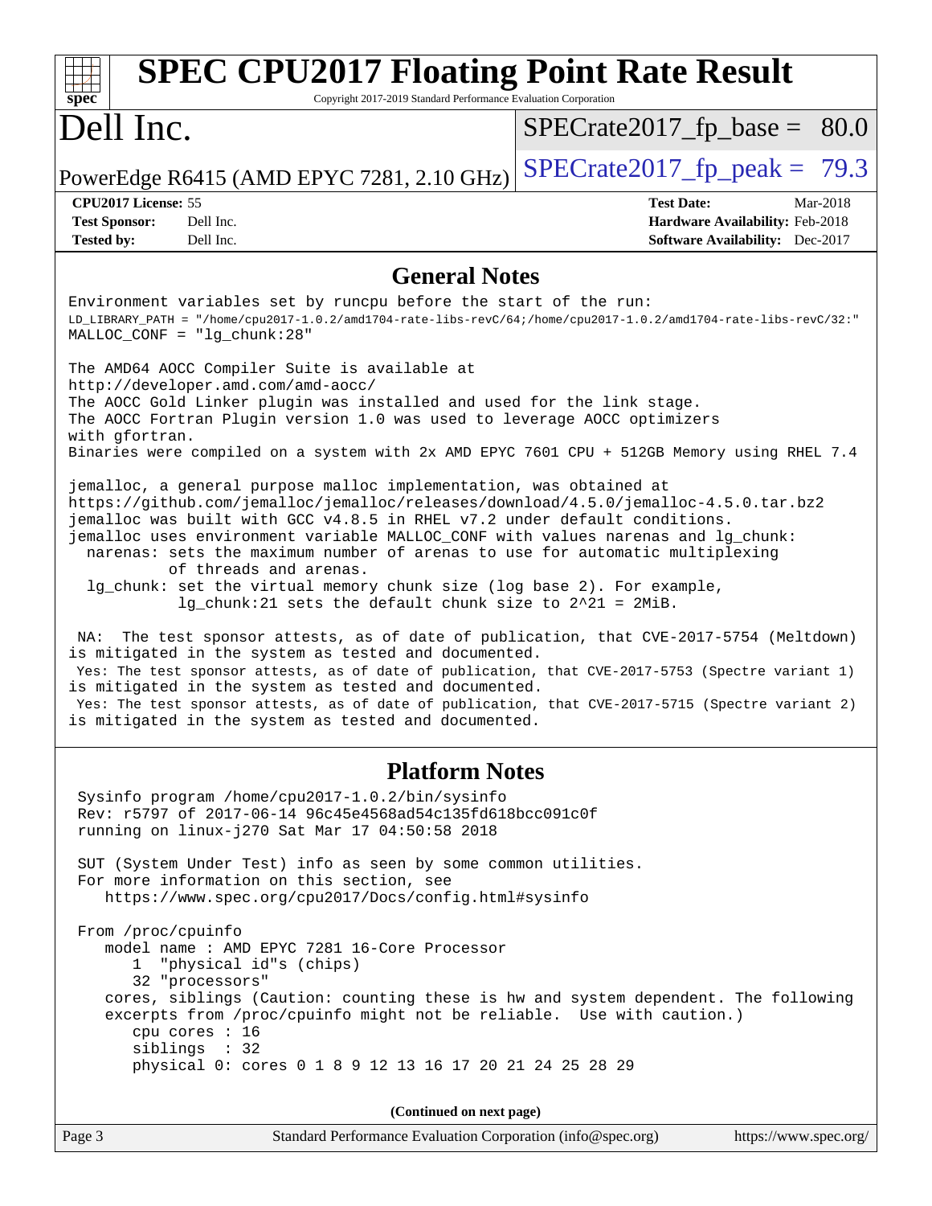# SPEC CPU2017 Floating Point Rate Result

Copyright 2017-2019 Standard Performance Evaluation Corporation

# Dell Inc.

PowerEdge R6415 (AMD EPYC 7281, 2.10 GHz)

SPECrate2017_fp_base = 80.0

SPECrate2017_fp_peak = 79.3

**CPU2017 License:** 55
**Test Sponsor:** Dell Inc.
**Tested by:** Dell Inc.

**Test Date:** Mar-2018
**Hardware Availability:** Feb-2018
**Software Availability:** Dec-2017

## General Notes

```
Environment variables set by runcpu before the start of the run:
LD_LIBRARY_PATH = "/home/cpu2017-1.0.2/amd1704-rate-libs-revC/64;/home/cpu2017-1.0.2/amd1704-rate-libs-revC/32:"
MALLOC_CONF = "lg_chunk:28"

The AMD64 AOCC Compiler Suite is available at
http://developer.amd.com/amd-aocc/
The AOCC Gold Linker plugin was installed and used for the link stage.
The AOCC Fortran Plugin version 1.0 was used to leverage AOCC optimizers
with gfortran.
Binaries were compiled on a system with 2x AMD EPYC 7601 CPU + 512GB Memory using RHEL 7.4

jemalloc, a general purpose malloc implementation, was obtained at
https://github.com/jemalloc/jemalloc/releases/download/4.5.0/jemalloc-4.5.0.tar.bz2
jemalloc was built with GCC v4.8.5 in RHEL v7.2 under default conditions.
jemalloc uses environment variable MALLOC_CONF with values narenas and lg_chunk:
  narenas: sets the maximum number of arenas to use for automatic multiplexing
           of threads and arenas.
  lg_chunk: set the virtual memory chunk size (log base 2). For example,
            lg_chunk:21 sets the default chunk size to 2^21 = 2MiB.

 NA:  The test sponsor attests, as of date of publication, that CVE-2017-5754 (Meltdown)
is mitigated in the system as tested and documented.
 Yes: The test sponsor attests, as of date of publication, that CVE-2017-5753 (Spectre variant 1)
is mitigated in the system as tested and documented.
 Yes: The test sponsor attests, as of date of publication, that CVE-2017-5715 (Spectre variant 2)
is mitigated in the system as tested and documented.
```

## Platform Notes

```
 Sysinfo program /home/cpu2017-1.0.2/bin/sysinfo
 Rev: r5797 of 2017-06-14 96c45e4568ad54c135fd618bcc091c0f
 running on linux-j270 Sat Mar 17 04:50:58 2018

 SUT (System Under Test) info as seen by some common utilities.
 For more information on this section, see
    https://www.spec.org/cpu2017/Docs/config.html#sysinfo

 From /proc/cpuinfo
    model name : AMD EPYC 7281 16-Core Processor
       1  "physical id"s (chips)
       32 "processors"
    cores, siblings (Caution: counting these is hw and system dependent. The following
    excerpts from /proc/cpuinfo might not be reliable.  Use with caution.)
       cpu cores : 16
       siblings  : 32
       physical 0: cores 0 1 8 9 12 13 16 17 20 21 24 25 28 29
```

**(Continued on next page)**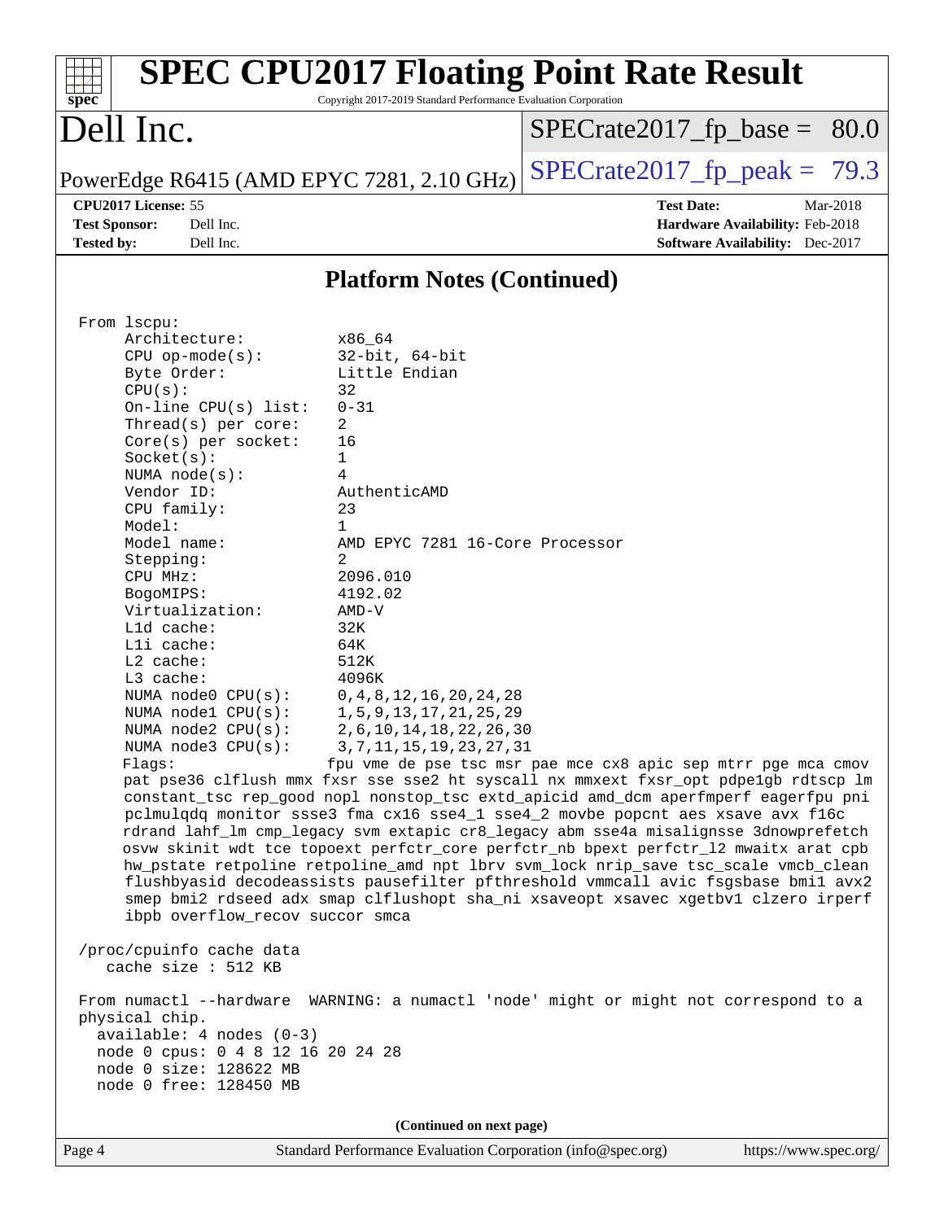# SPEC CPU2017 Floating Point Rate Result

Copyright 2017-2019 Standard Performance Evaluation Corporation

## Dell Inc.

PowerEdge R6415 (AMD EPYC 7281, 2.10 GHz)

SPECrate2017_fp_base = 80.0

SPECrate2017_fp_peak = 79.3

**CPU2017 License:** 55
**Test Sponsor:** Dell Inc.
**Tested by:** Dell Inc.

**Test Date:** Mar-2018
**Hardware Availability:** Feb-2018
**Software Availability:** Dec-2017

## Platform Notes (Continued)

```
From lscpu:
     Architecture:          x86_64
     CPU op-mode(s):        32-bit, 64-bit
     Byte Order:            Little Endian
     CPU(s):                32
     On-line CPU(s) list:   0-31
     Thread(s) per core:    2
     Core(s) per socket:    16
     Socket(s):             1
     NUMA node(s):          4
     Vendor ID:             AuthenticAMD
     CPU family:            23
     Model:                 1
     Model name:            AMD EPYC 7281 16-Core Processor
     Stepping:              2
     CPU MHz:               2096.010
     BogoMIPS:              4192.02
     Virtualization:        AMD-V
     L1d cache:             32K
     L1i cache:             64K
     L2 cache:              512K
     L3 cache:              4096K
     NUMA node0 CPU(s):     0,4,8,12,16,20,24,28
     NUMA node1 CPU(s):     1,5,9,13,17,21,25,29
     NUMA node2 CPU(s):     2,6,10,14,18,22,26,30
     NUMA node3 CPU(s):     3,7,11,15,19,23,27,31
     Flags:                fpu vme de pse tsc msr pae mce cx8 apic sep mtrr pge mca cmov
     pat pse36 clflush mmx fxsr sse sse2 ht syscall nx mmxext fxsr_opt pdpe1gb rdtscp lm
     constant_tsc rep_good nopl nonstop_tsc extd_apicid amd_dcm aperfmperf eagerfpu pni
     pclmulqdq monitor ssse3 fma cx16 sse4_1 sse4_2 movbe popcnt aes xsave avx f16c
     rdrand lahf_lm cmp_legacy svm extapic cr8_legacy abm sse4a misalignsse 3dnowprefetch
     osvw skinit wdt tce topoext perfctr_core perfctr_nb bpext perfctr_l2 mwaitx arat cpb
     hw_pstate retpoline retpoline_amd npt lbrv svm_lock nrip_save tsc_scale vmcb_clean
     flushbyasid decodeassists pausefilter pfthreshold vmmcall avic fsgsbase bmi1 avx2
     smep bmi2 rdseed adx smap clflushopt sha_ni xsaveopt xsavec xgetbv1 clzero irperf
     ibpb overflow_recov succor smca

 /proc/cpuinfo cache data
    cache size : 512 KB

 From numactl --hardware  WARNING: a numactl 'node' might or might not correspond to a
 physical chip.
   available: 4 nodes (0-3)
   node 0 cpus: 0 4 8 12 16 20 24 28
   node 0 size: 128622 MB
   node 0 free: 128450 MB
```

(Continued on next page)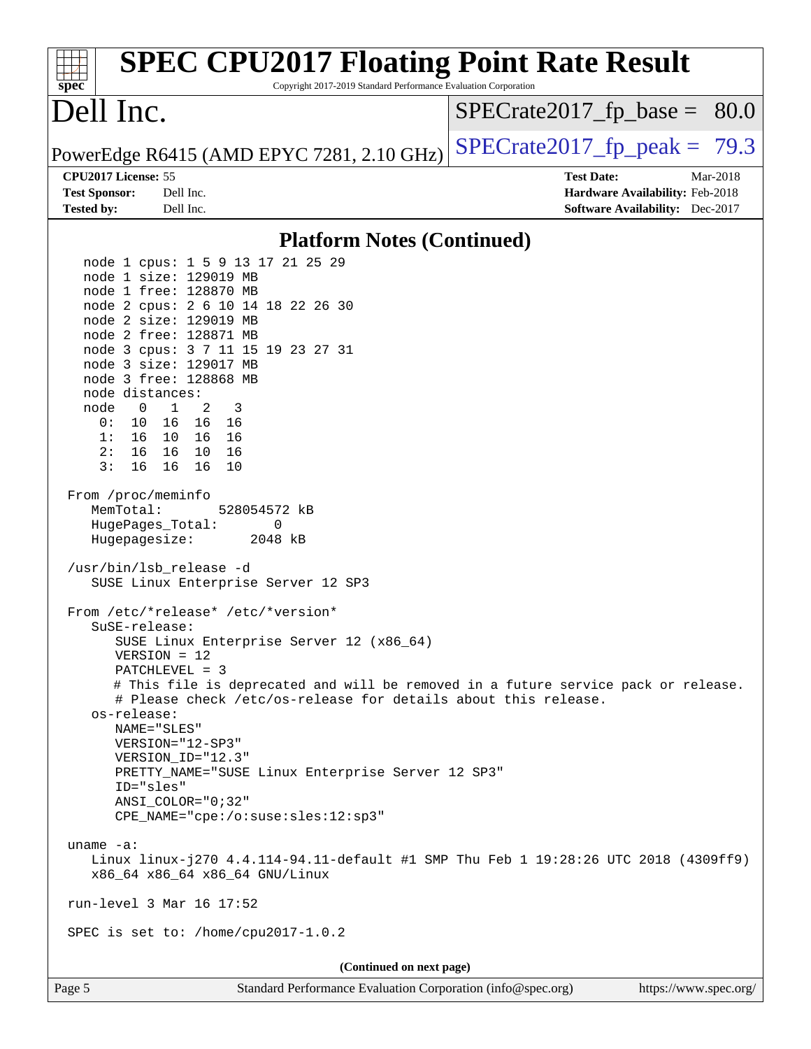## Platform Notes (Continued)

```
    node 1 cpus: 1 5 9 13 17 21 25 29
    node 1 size: 129019 MB
    node 1 free: 128870 MB
    node 2 cpus: 2 6 10 14 18 22 26 30
    node 2 size: 129019 MB
    node 2 free: 128871 MB
    node 3 cpus: 3 7 11 15 19 23 27 31
    node 3 size: 129017 MB
    node 3 free: 128868 MB
    node distances:
    node   0   1   2   3
      0:  10  16  16  16
      1:  16  10  16  16
      2:  16  16  10  16
      3:  16  16  16  10

 From /proc/meminfo
    MemTotal:       528054572 kB
    HugePages_Total:       0
    Hugepagesize:       2048 kB

 /usr/bin/lsb_release -d
    SUSE Linux Enterprise Server 12 SP3

 From /etc/*release* /etc/*version*
    SuSE-release:
       SUSE Linux Enterprise Server 12 (x86_64)
       VERSION = 12
       PATCHLEVEL = 3
       # This file is deprecated and will be removed in a future service pack or release.
       # Please check /etc/os-release for details about this release.
    os-release:
       NAME="SLES"
       VERSION="12-SP3"
       VERSION_ID="12.3"
       PRETTY_NAME="SUSE Linux Enterprise Server 12 SP3"
       ID="sles"
       ANSI_COLOR="0;32"
       CPE_NAME="cpe:/o:suse:sles:12:sp3"

 uname -a:
    Linux linux-j270 4.4.114-94.11-default #1 SMP Thu Feb 1 19:28:26 UTC 2018 (4309ff9)
    x86_64 x86_64 x86_64 GNU/Linux

 run-level 3 Mar 16 17:52

 SPEC is set to: /home/cpu2017-1.0.2
```

(Continued on next page)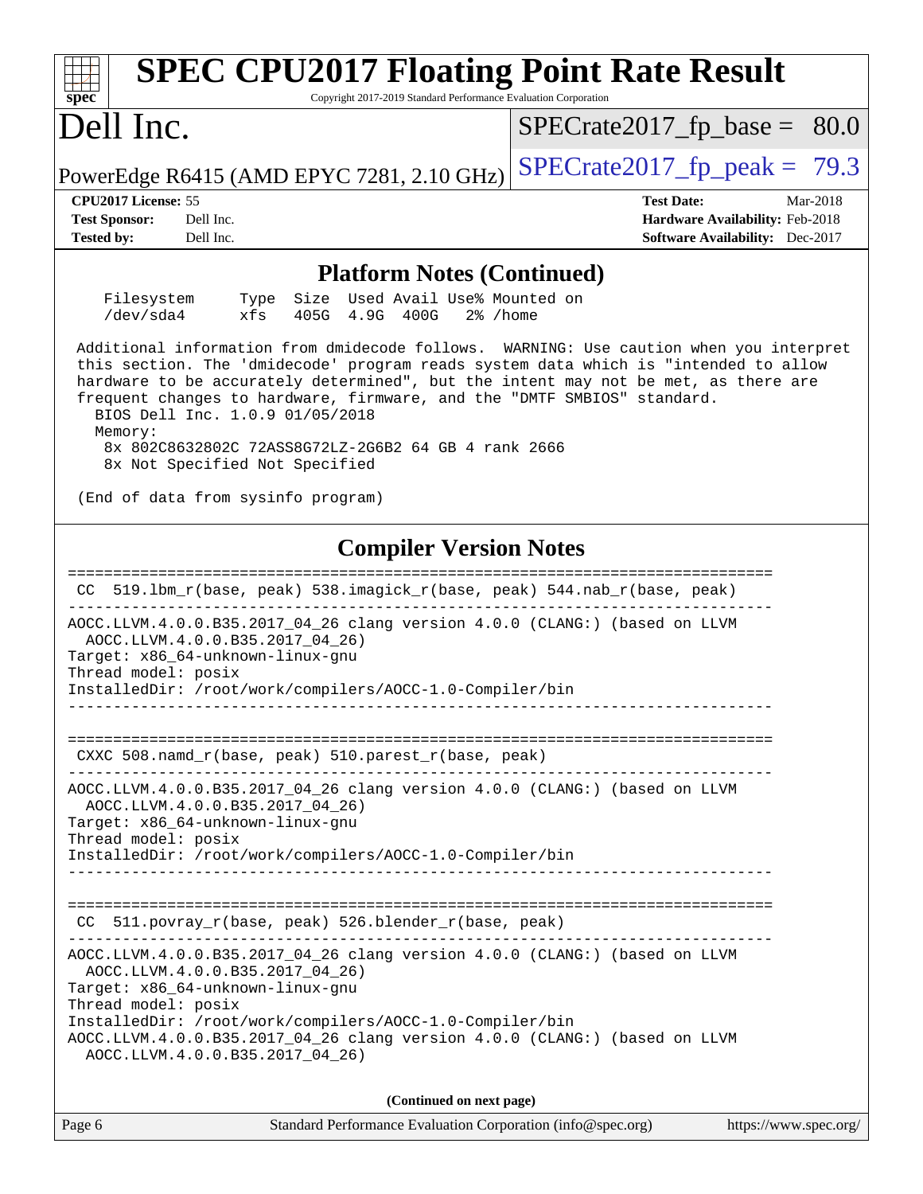# SPEC CPU2017 Floating Point Rate Result

Copyright 2017-2019 Standard Performance Evaluation Corporation

# Dell Inc.

PowerEdge R6415 (AMD EPYC 7281, 2.10 GHz)

SPECrate2017_fp_base = 80.0

SPECrate2017_fp_peak = 79.3

**CPU2017 License:** 55
**Test Sponsor:** Dell Inc.
**Tested by:** Dell Inc.

**Test Date:** Mar-2018
**Hardware Availability:** Feb-2018
**Software Availability:** Dec-2017

## Platform Notes (Continued)

```
    Filesystem     Type  Size  Used Avail Use% Mounted on
    /dev/sda4      xfs   405G  4.9G  400G   2% /home

 Additional information from dmidecode follows.  WARNING: Use caution when you interpret
 this section. The 'dmidecode' program reads system data which is "intended to allow
 hardware to be accurately determined", but the intent may not be met, as there are
 frequent changes to hardware, firmware, and the "DMTF SMBIOS" standard.
   BIOS Dell Inc. 1.0.9 01/05/2018
   Memory:
     8x 802C8632802C 72ASS8G72LZ-2G6B2 64 GB 4 rank 2666
     8x Not Specified Not Specified

 (End of data from sysinfo program)
```

## Compiler Version Notes

```
==============================================================================
 CC  519.lbm_r(base, peak) 538.imagick_r(base, peak) 544.nab_r(base, peak)
------------------------------------------------------------------------------
AOCC.LLVM.4.0.0.B35.2017_04_26 clang version 4.0.0 (CLANG:) (based on LLVM
  AOCC.LLVM.4.0.0.B35.2017_04_26)
Target: x86_64-unknown-linux-gnu
Thread model: posix
InstalledDir: /root/work/compilers/AOCC-1.0-Compiler/bin
------------------------------------------------------------------------------

==============================================================================
 CXXC 508.namd_r(base, peak) 510.parest_r(base, peak)
------------------------------------------------------------------------------
AOCC.LLVM.4.0.0.B35.2017_04_26 clang version 4.0.0 (CLANG:) (based on LLVM
  AOCC.LLVM.4.0.0.B35.2017_04_26)
Target: x86_64-unknown-linux-gnu
Thread model: posix
InstalledDir: /root/work/compilers/AOCC-1.0-Compiler/bin
------------------------------------------------------------------------------

==============================================================================
 CC  511.povray_r(base, peak) 526.blender_r(base, peak)
------------------------------------------------------------------------------
AOCC.LLVM.4.0.0.B35.2017_04_26 clang version 4.0.0 (CLANG:) (based on LLVM
  AOCC.LLVM.4.0.0.B35.2017_04_26)
Target: x86_64-unknown-linux-gnu
Thread model: posix
InstalledDir: /root/work/compilers/AOCC-1.0-Compiler/bin
AOCC.LLVM.4.0.0.B35.2017_04_26 clang version 4.0.0 (CLANG:) (based on LLVM
  AOCC.LLVM.4.0.0.B35.2017_04_26)
```

**(Continued on next page)**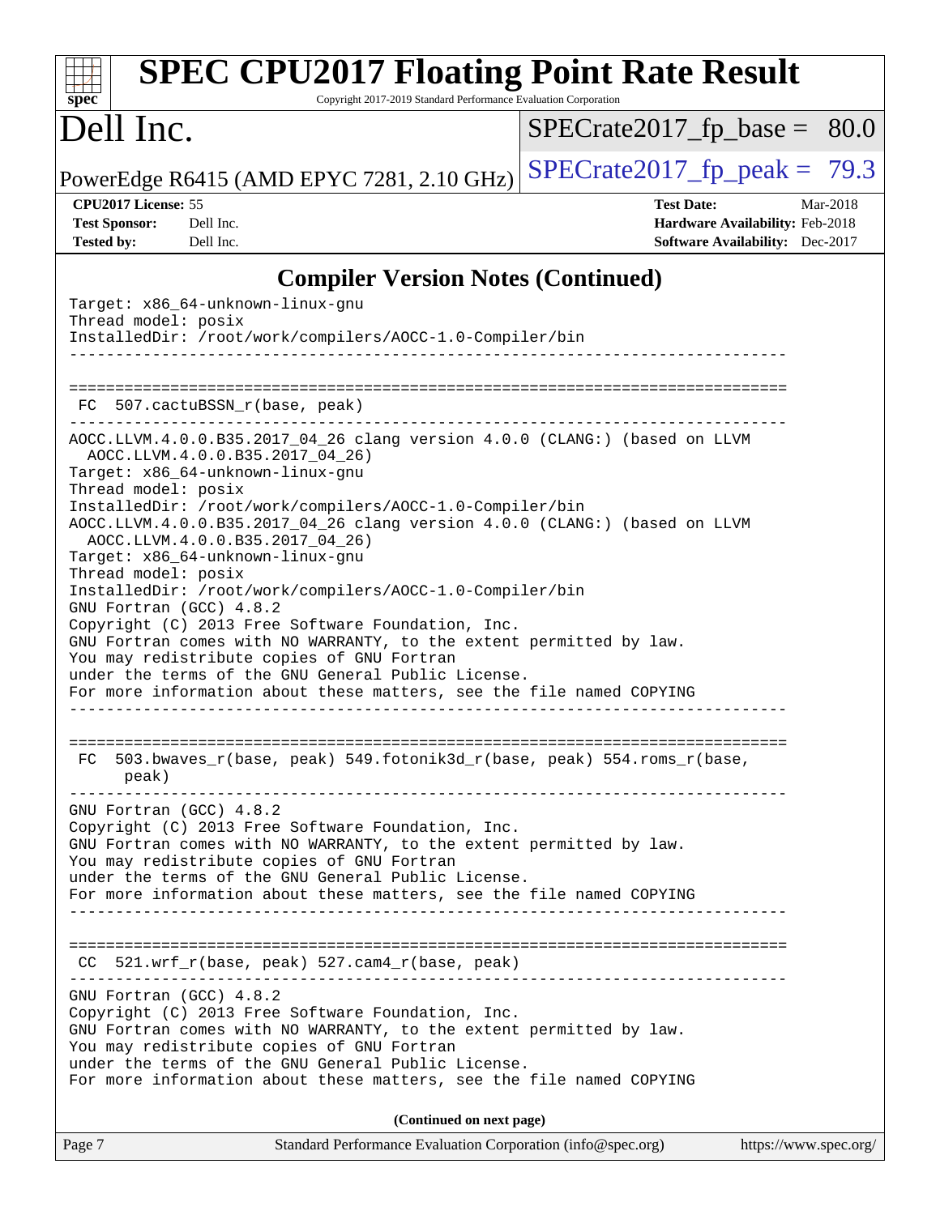## Compiler Version Notes (Continued)

```
Target: x86_64-unknown-linux-gnu
Thread model: posix
InstalledDir: /root/work/compilers/AOCC-1.0-Compiler/bin
------------------------------------------------------------------------------

==============================================================================
 FC  507.cactuBSSN_r(base, peak)
------------------------------------------------------------------------------
AOCC.LLVM.4.0.0.B35.2017_04_26 clang version 4.0.0 (CLANG:) (based on LLVM
  AOCC.LLVM.4.0.0.B35.2017_04_26)
Target: x86_64-unknown-linux-gnu
Thread model: posix
InstalledDir: /root/work/compilers/AOCC-1.0-Compiler/bin
AOCC.LLVM.4.0.0.B35.2017_04_26 clang version 4.0.0 (CLANG:) (based on LLVM
  AOCC.LLVM.4.0.0.B35.2017_04_26)
Target: x86_64-unknown-linux-gnu
Thread model: posix
InstalledDir: /root/work/compilers/AOCC-1.0-Compiler/bin
GNU Fortran (GCC) 4.8.2
Copyright (C) 2013 Free Software Foundation, Inc.
GNU Fortran comes with NO WARRANTY, to the extent permitted by law.
You may redistribute copies of GNU Fortran
under the terms of the GNU General Public License.
For more information about these matters, see the file named COPYING
------------------------------------------------------------------------------

==============================================================================
 FC  503.bwaves_r(base, peak) 549.fotonik3d_r(base, peak) 554.roms_r(base,
      peak)
------------------------------------------------------------------------------
GNU Fortran (GCC) 4.8.2
Copyright (C) 2013 Free Software Foundation, Inc.
GNU Fortran comes with NO WARRANTY, to the extent permitted by law.
You may redistribute copies of GNU Fortran
under the terms of the GNU General Public License.
For more information about these matters, see the file named COPYING
------------------------------------------------------------------------------

==============================================================================
 CC  521.wrf_r(base, peak) 527.cam4_r(base, peak)
------------------------------------------------------------------------------
GNU Fortran (GCC) 4.8.2
Copyright (C) 2013 Free Software Foundation, Inc.
GNU Fortran comes with NO WARRANTY, to the extent permitted by law.
You may redistribute copies of GNU Fortran
under the terms of the GNU General Public License.
For more information about these matters, see the file named COPYING
```

**(Continued on next page)**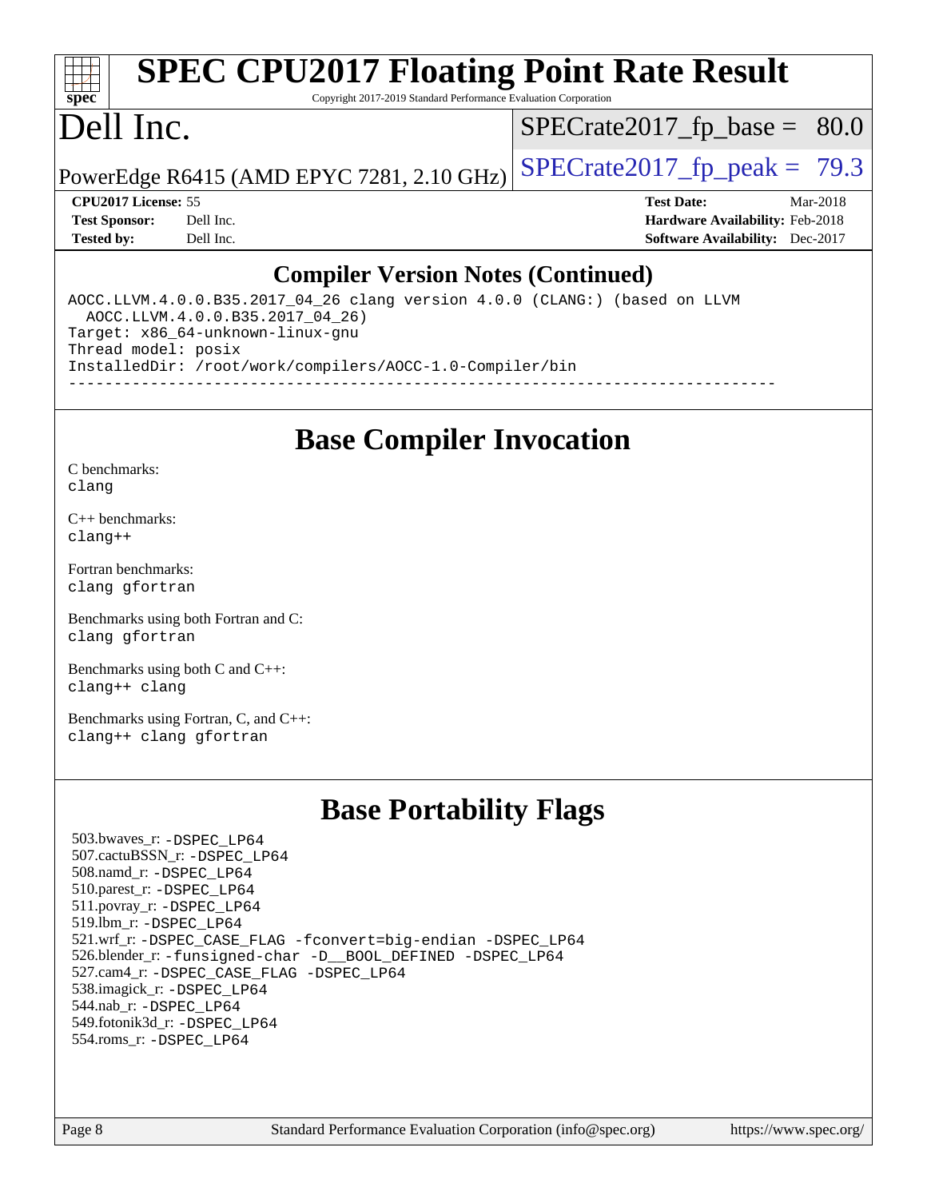# SPEC CPU2017 Floating Point Rate Result

Copyright 2017-2019 Standard Performance Evaluation Corporation

# Dell Inc.

PowerEdge R6415 (AMD EPYC 7281, 2.10 GHz)

SPECrate2017_fp_base = 80.0

SPECrate2017_fp_peak = 79.3

**CPU2017 License:** 55
**Test Sponsor:** Dell Inc.
**Tested by:** Dell Inc.

**Test Date:** Mar-2018
**Hardware Availability:** Feb-2018
**Software Availability:** Dec-2017

## Compiler Version Notes (Continued)

```
AOCC.LLVM.4.0.0.B35.2017_04_26 clang version 4.0.0 (CLANG:) (based on LLVM
  AOCC.LLVM.4.0.0.B35.2017_04_26)
Target: x86_64-unknown-linux-gnu
Thread model: posix
InstalledDir: /root/work/compilers/AOCC-1.0-Compiler/bin
------------------------------------------------------------------------------
```

## Base Compiler Invocation

C benchmarks:
`clang`

C++ benchmarks:
`clang++`

Fortran benchmarks:
`clang gfortran`

Benchmarks using both Fortran and C:
`clang gfortran`

Benchmarks using both C and C++:
`clang++ clang`

Benchmarks using Fortran, C, and C++:
`clang++ clang gfortran`

## Base Portability Flags

503.bwaves_r: `-DSPEC_LP64`
507.cactuBSSN_r: `-DSPEC_LP64`
508.namd_r: `-DSPEC_LP64`
510.parest_r: `-DSPEC_LP64`
511.povray_r: `-DSPEC_LP64`
519.lbm_r: `-DSPEC_LP64`
521.wrf_r: `-DSPEC_CASE_FLAG -fconvert=big-endian -DSPEC_LP64`
526.blender_r: `-funsigned-char -D__BOOL_DEFINED -DSPEC_LP64`
527.cam4_r: `-DSPEC_CASE_FLAG -DSPEC_LP64`
538.imagick_r: `-DSPEC_LP64`
544.nab_r: `-DSPEC_LP64`
549.fotonik3d_r: `-DSPEC_LP64`
554.roms_r: `-DSPEC_LP64`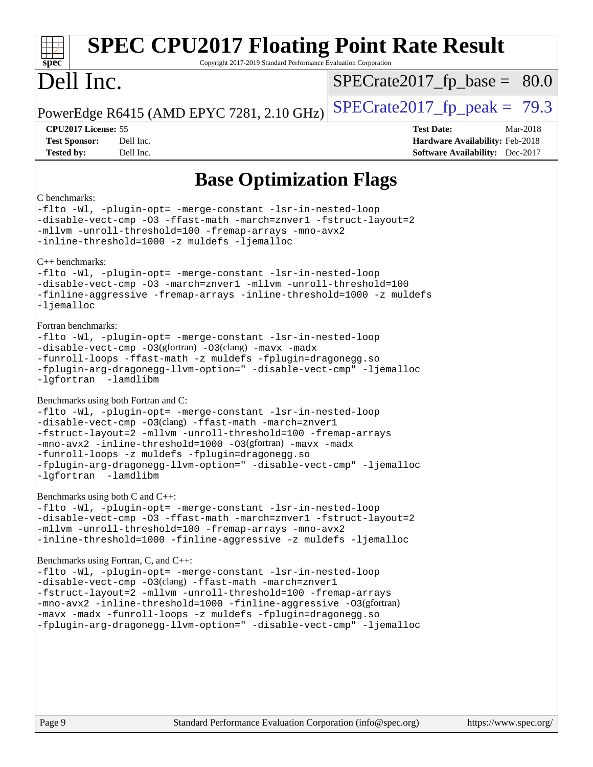# Base Optimization Flags

C benchmarks:

```
-flto -Wl, -plugin-opt= -merge-constant -lsr-in-nested-loop
-disable-vect-cmp -O3 -ffast-math -march=znver1 -fstruct-layout=2
-mllvm -unroll-threshold=100 -fremap-arrays -mno-avx2
-inline-threshold=1000 -z muldefs -ljemalloc
```

C++ benchmarks:

```
-flto -Wl, -plugin-opt= -merge-constant -lsr-in-nested-loop
-disable-vect-cmp -O3 -march=znver1 -mllvm -unroll-threshold=100
-finline-aggressive -fremap-arrays -inline-threshold=1000 -z muldefs
-ljemalloc
```

Fortran benchmarks:

```
-flto -Wl, -plugin-opt= -merge-constant -lsr-in-nested-loop
-disable-vect-cmp -O3(gfortran) -O3(clang) -mavx -madx
-funroll-loops -ffast-math -z muldefs -fplugin=dragonegg.so
-fplugin-arg-dragonegg-llvm-option=" -disable-vect-cmp" -ljemalloc
-lgfortran -lamdlibm
```

Benchmarks using both Fortran and C:

```
-flto -Wl, -plugin-opt= -merge-constant -lsr-in-nested-loop
-disable-vect-cmp -O3(clang) -ffast-math -march=znver1
-fstruct-layout=2 -mllvm -unroll-threshold=100 -fremap-arrays
-mno-avx2 -inline-threshold=1000 -O3(gfortran) -mavx -madx
-funroll-loops -z muldefs -fplugin=dragonegg.so
-fplugin-arg-dragonegg-llvm-option=" -disable-vect-cmp" -ljemalloc
-lgfortran -lamdlibm
```

Benchmarks using both C and C++:

```
-flto -Wl, -plugin-opt= -merge-constant -lsr-in-nested-loop
-disable-vect-cmp -O3 -ffast-math -march=znver1 -fstruct-layout=2
-mllvm -unroll-threshold=100 -fremap-arrays -mno-avx2
-inline-threshold=1000 -finline-aggressive -z muldefs -ljemalloc
```

Benchmarks using Fortran, C, and C++:

```
-flto -Wl, -plugin-opt= -merge-constant -lsr-in-nested-loop
-disable-vect-cmp -O3(clang) -ffast-math -march=znver1
-fstruct-layout=2 -mllvm -unroll-threshold=100 -fremap-arrays
-mno-avx2 -inline-threshold=1000 -finline-aggressive -O3(gfortran)
-mavx -madx -funroll-loops -z muldefs -fplugin=dragonegg.so
-fplugin-arg-dragonegg-llvm-option=" -disable-vect-cmp" -ljemalloc
```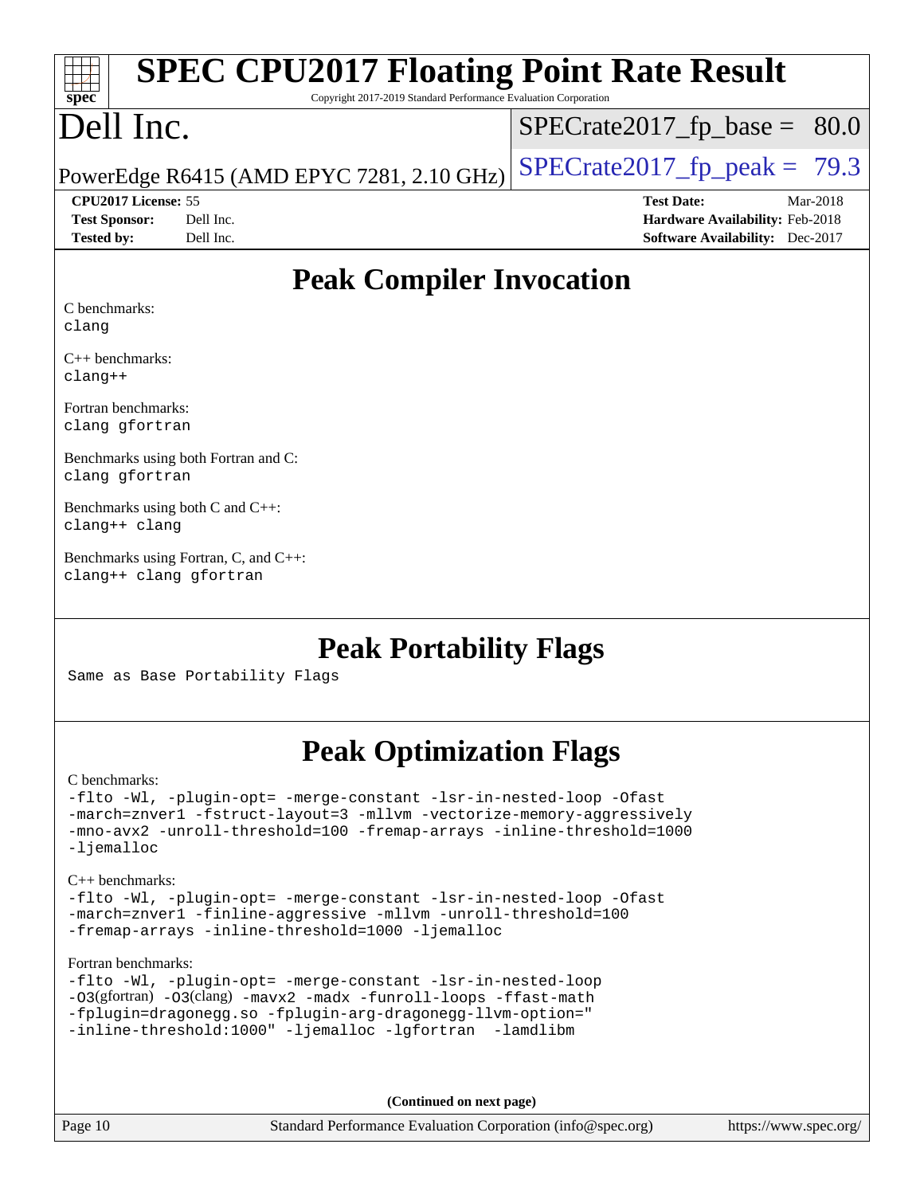# SPEC CPU2017 Floating Point Rate Result

Copyright 2017-2019 Standard Performance Evaluation Corporation

# Dell Inc.

PowerEdge R6415 (AMD EPYC 7281, 2.10 GHz)

SPECrate2017_fp_base = 80.0

SPECrate2017_fp_peak = 79.3

**CPU2017 License:** 55
**Test Sponsor:** Dell Inc.
**Tested by:** Dell Inc.

**Test Date:** Mar-2018
**Hardware Availability:** Feb-2018
**Software Availability:** Dec-2017

## Peak Compiler Invocation

C benchmarks:
```
clang
```

C++ benchmarks:
```
clang++
```

Fortran benchmarks:
```
clang gfortran
```

Benchmarks using both Fortran and C:
```
clang gfortran
```

Benchmarks using both C and C++:
```
clang++ clang
```

Benchmarks using Fortran, C, and C++:
```
clang++ clang gfortran
```

## Peak Portability Flags

Same as Base Portability Flags

## Peak Optimization Flags

C benchmarks:
```
-flto -Wl, -plugin-opt= -merge-constant -lsr-in-nested-loop -Ofast
-march=znver1 -fstruct-layout=3 -mllvm -vectorize-memory-aggressively
-mno-avx2 -unroll-threshold=100 -fremap-arrays -inline-threshold=1000
-ljemalloc
```

C++ benchmarks:
```
-flto -Wl, -plugin-opt= -merge-constant -lsr-in-nested-loop -Ofast
-march=znver1 -finline-aggressive -mllvm -unroll-threshold=100
-fremap-arrays -inline-threshold=1000 -ljemalloc
```

Fortran benchmarks:
```
-flto -Wl, -plugin-opt= -merge-constant -lsr-in-nested-loop
-O3(gfortran) -O3(clang) -mavx2 -madx -funroll-loops -ffast-math
-fplugin=dragonegg.so -fplugin-arg-dragonegg-llvm-option="
-inline-threshold:1000" -ljemalloc -lgfortran  -lamdlibm
```

(Continued on next page)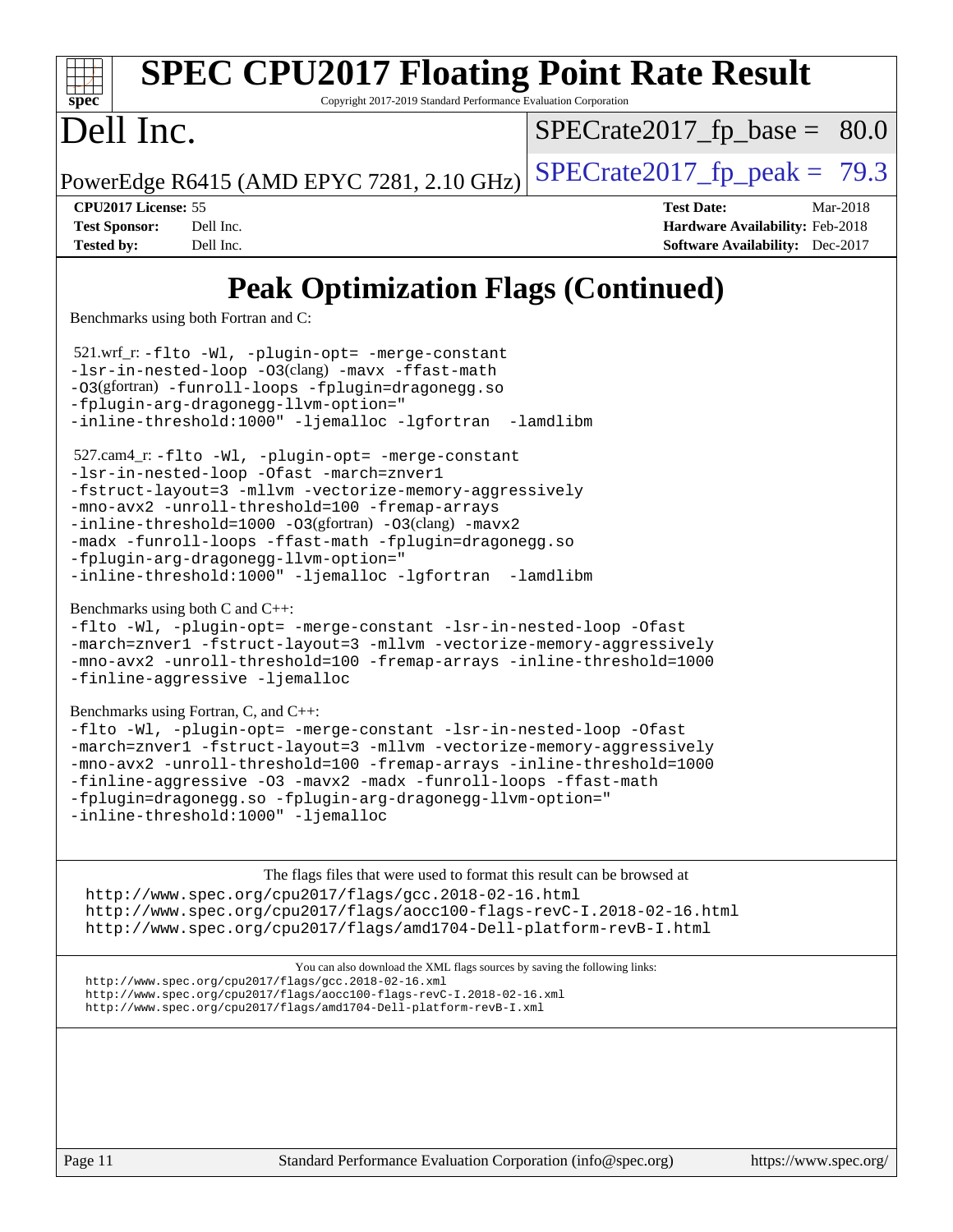# Peak Optimization Flags (Continued)

Benchmarks using both Fortran and C:

521.wrf_r: -flto -Wl, -plugin-opt= -merge-constant -lsr-in-nested-loop -O3(clang) -mavx -ffast-math -O3(gfortran) -funroll-loops -fplugin=dragonegg.so -fplugin-arg-dragonegg-llvm-option=" -inline-threshold:1000" -ljemalloc -lgfortran -lamdlibm

527.cam4_r: -flto -Wl, -plugin-opt= -merge-constant -lsr-in-nested-loop -Ofast -march=znver1 -fstruct-layout=3 -mllvm -vectorize-memory-aggressively -mno-avx2 -unroll-threshold=100 -fremap-arrays -inline-threshold=1000 -O3(gfortran) -O3(clang) -mavx2 -madx -funroll-loops -ffast-math -fplugin=dragonegg.so -fplugin-arg-dragonegg-llvm-option=" -inline-threshold:1000" -ljemalloc -lgfortran -lamdlibm

Benchmarks using both C and C++:

-flto -Wl, -plugin-opt= -merge-constant -lsr-in-nested-loop -Ofast -march=znver1 -fstruct-layout=3 -mllvm -vectorize-memory-aggressively -mno-avx2 -unroll-threshold=100 -fremap-arrays -inline-threshold=1000 -finline-aggressive -ljemalloc

Benchmarks using Fortran, C, and C++:

-flto -Wl, -plugin-opt= -merge-constant -lsr-in-nested-loop -Ofast -march=znver1 -fstruct-layout=3 -mllvm -vectorize-memory-aggressively -mno-avx2 -unroll-threshold=100 -fremap-arrays -inline-threshold=1000 -finline-aggressive -O3 -mavx2 -madx -funroll-loops -ffast-math -fplugin=dragonegg.so -fplugin-arg-dragonegg-llvm-option=" -inline-threshold:1000" -ljemalloc

The flags files that were used to format this result can be browsed at

http://www.spec.org/cpu2017/flags/gcc.2018-02-16.html
http://www.spec.org/cpu2017/flags/aocc100-flags-revC-I.2018-02-16.html
http://www.spec.org/cpu2017/flags/amd1704-Dell-platform-revB-I.html

You can also download the XML flags sources by saving the following links:

http://www.spec.org/cpu2017/flags/gcc.2018-02-16.xml
http://www.spec.org/cpu2017/flags/aocc100-flags-revC-I.2018-02-16.xml
http://www.spec.org/cpu2017/flags/amd1704-Dell-platform-revB-I.xml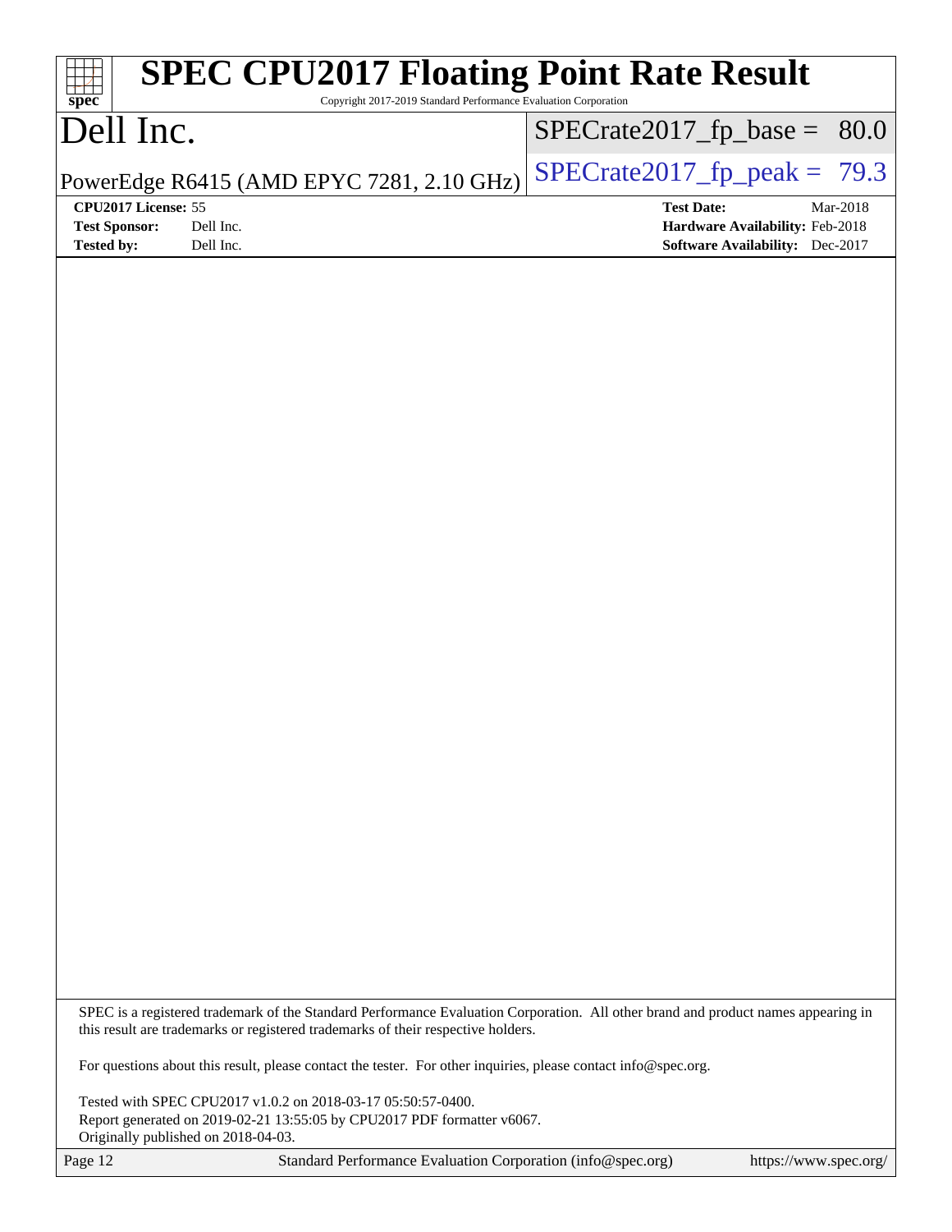SPEC is a registered trademark of the Standard Performance Evaluation Corporation. All other brand and product names appearing in this result are trademarks or registered trademarks of their respective holders.

For questions about this result, please contact the tester. For other inquiries, please contact info@spec.org.

Tested with SPEC CPU2017 v1.0.2 on 2018-03-17 05:50:57-0400.
Report generated on 2019-02-21 13:55:05 by CPU2017 PDF formatter v6067.
Originally published on 2018-04-03.